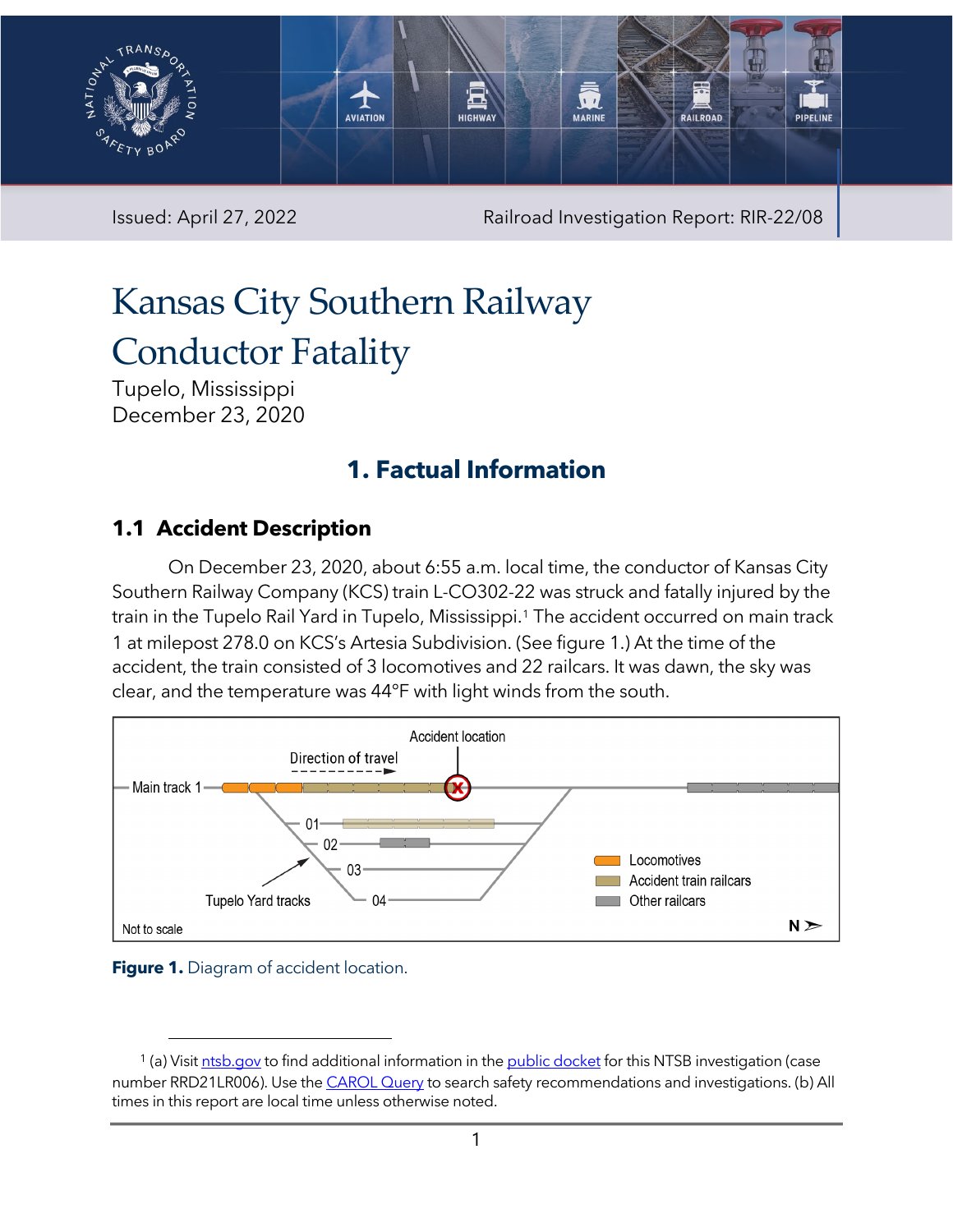Issued: April 27, 2022 Railroad Investigation Report: RIR-22/08

# Kansas City Southern Railway Conductor Fatality

Tupelo, Mississippi
December 23, 2020

## 1. Factual Information

### 1.1 Accident Description

On December 23, 2020, about 6:55 a.m. local time, the conductor of Kansas City Southern Railway Company (KCS) train L-CO302-22 was struck and fatally injured by the train in the Tupelo Rail Yard in Tupelo, Mississippi.[1] The accident occurred on main track 1 at milepost 278.0 on KCS's Artesia Subdivision. (See figure 1.) At the time of the accident, the train consisted of 3 locomotives and 22 railcars. It was dawn, the sky was clear, and the temperature was 44°F with light winds from the south.

**Figure 1.** Diagram of accident location.

[1] (a) Visit ntsb.gov to find additional information in the public docket for this NTSB investigation (case number RRD21LR006). Use the CAROL Query to search safety recommendations and investigations. (b) All times in this report are local time unless otherwise noted.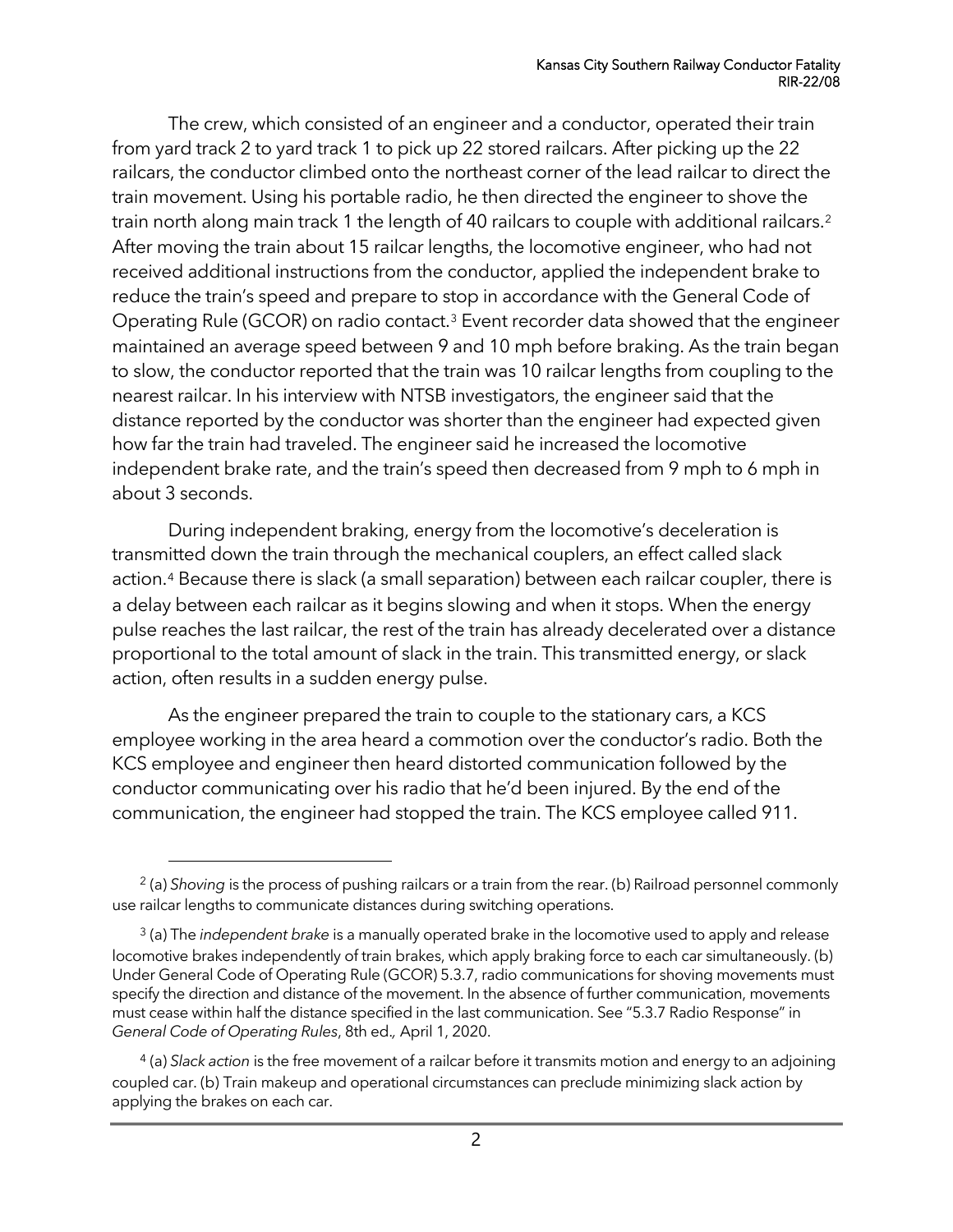The crew, which consisted of an engineer and a conductor, operated their train from yard track 2 to yard track 1 to pick up 22 stored railcars. After picking up the 22 railcars, the conductor climbed onto the northeast corner of the lead railcar to direct the train movement. Using his portable radio, he then directed the engineer to shove the train north along main track 1 the length of 40 railcars to couple with additional railcars.[2] After moving the train about 15 railcar lengths, the locomotive engineer, who had not received additional instructions from the conductor, applied the independent brake to reduce the train's speed and prepare to stop in accordance with the General Code of Operating Rule (GCOR) on radio contact.[3] Event recorder data showed that the engineer maintained an average speed between 9 and 10 mph before braking. As the train began to slow, the conductor reported that the train was 10 railcar lengths from coupling to the nearest railcar. In his interview with NTSB investigators, the engineer said that the distance reported by the conductor was shorter than the engineer had expected given how far the train had traveled. The engineer said he increased the locomotive independent brake rate, and the train's speed then decreased from 9 mph to 6 mph in about 3 seconds.

During independent braking, energy from the locomotive's deceleration is transmitted down the train through the mechanical couplers, an effect called slack action.[4] Because there is slack (a small separation) between each railcar coupler, there is a delay between each railcar as it begins slowing and when it stops. When the energy pulse reaches the last railcar, the rest of the train has already decelerated over a distance proportional to the total amount of slack in the train. This transmitted energy, or slack action, often results in a sudden energy pulse.

As the engineer prepared the train to couple to the stationary cars, a KCS employee working in the area heard a commotion over the conductor's radio. Both the KCS employee and engineer then heard distorted communication followed by the conductor communicating over his radio that he'd been injured. By the end of the communication, the engineer had stopped the train. The KCS employee called 911.

---

[2] (a) *Shoving* is the process of pushing railcars or a train from the rear. (b) Railroad personnel commonly use railcar lengths to communicate distances during switching operations.

[3] (a) The *independent brake* is a manually operated brake in the locomotive used to apply and release locomotive brakes independently of train brakes, which apply braking force to each car simultaneously. (b) Under General Code of Operating Rule (GCOR) 5.3.7, radio communications for shoving movements must specify the direction and distance of the movement. In the absence of further communication, movements must cease within half the distance specified in the last communication. See "5.3.7 Radio Response" in *General Code of Operating Rules*, 8th ed., April 1, 2020.

[4] (a) *Slack action* is the free movement of a railcar before it transmits motion and energy to an adjoining coupled car. (b) Train makeup and operational circumstances can preclude minimizing slack action by applying the brakes on each car.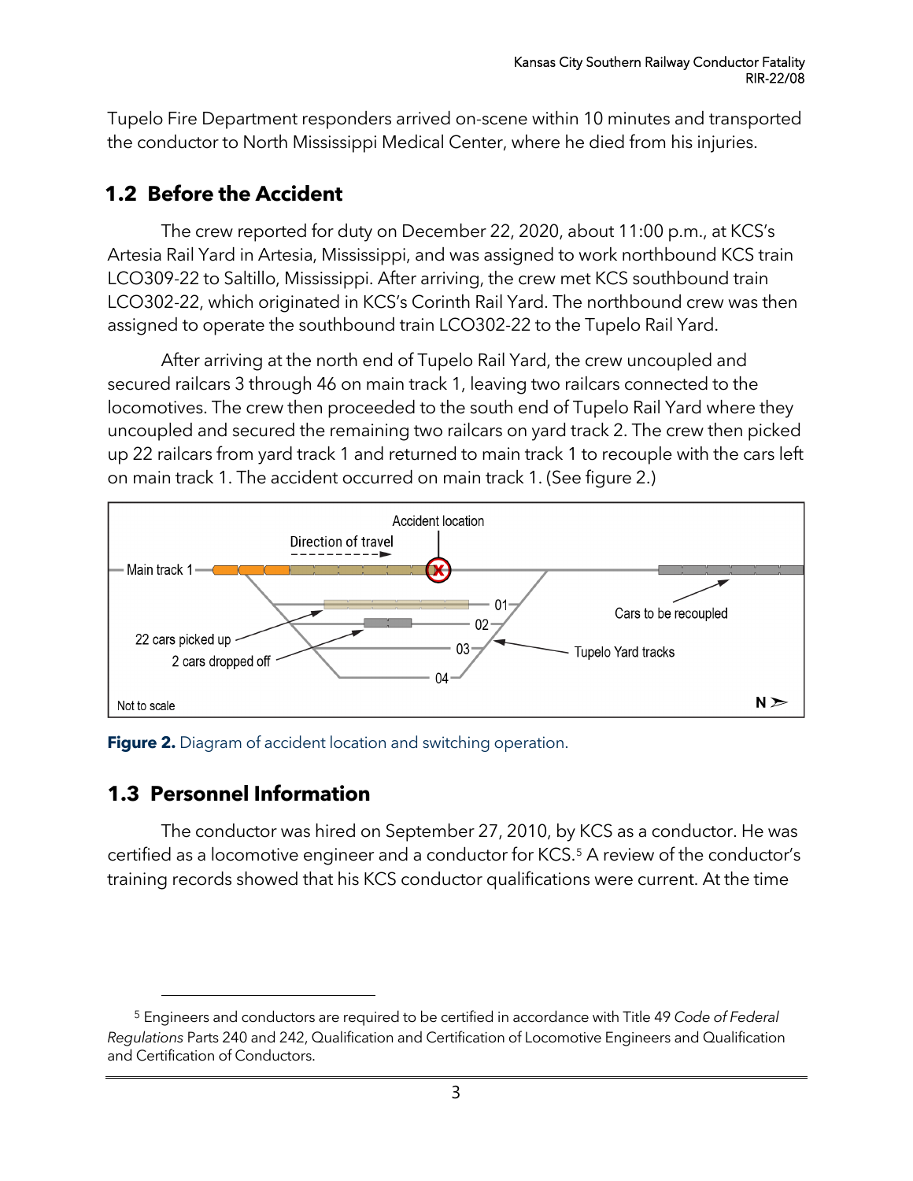Tupelo Fire Department responders arrived on-scene within 10 minutes and transported the conductor to North Mississippi Medical Center, where he died from his injuries.

## 1.2 Before the Accident

The crew reported for duty on December 22, 2020, about 11:00 p.m., at KCS's Artesia Rail Yard in Artesia, Mississippi, and was assigned to work northbound KCS train LCO309-22 to Saltillo, Mississippi. After arriving, the crew met KCS southbound train LCO302-22, which originated in KCS's Corinth Rail Yard. The northbound crew was then assigned to operate the southbound train LCO302-22 to the Tupelo Rail Yard.

After arriving at the north end of Tupelo Rail Yard, the crew uncoupled and secured railcars 3 through 46 on main track 1, leaving two railcars connected to the locomotives. The crew then proceeded to the south end of Tupelo Rail Yard where they uncoupled and secured the remaining two railcars on yard track 2. The crew then picked up 22 railcars from yard track 1 and returned to main track 1 to recouple with the cars left on main track 1. The accident occurred on main track 1. (See figure 2.)

**Figure 2.** Diagram of accident location and switching operation.

## 1.3 Personnel Information

The conductor was hired on September 27, 2010, by KCS as a conductor. He was certified as a locomotive engineer and a conductor for KCS.[5] A review of the conductor's training records showed that his KCS conductor qualifications were current. At the time

[5] Engineers and conductors are required to be certified in accordance with Title 49 *Code of Federal Regulations* Parts 240 and 242, Qualification and Certification of Locomotive Engineers and Qualification and Certification of Conductors.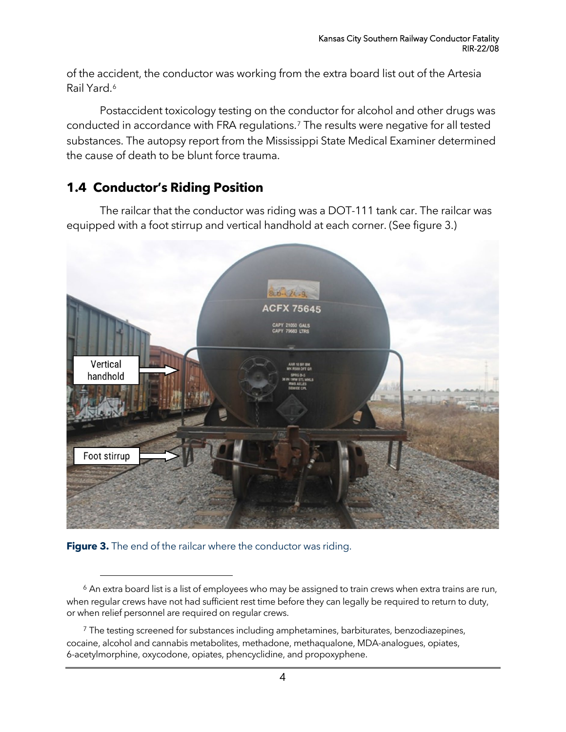of the accident, the conductor was working from the extra board list out of the Artesia Rail Yard.[6]

Postaccident toxicology testing on the conductor for alcohol and other drugs was conducted in accordance with FRA regulations.[7] The results were negative for all tested substances. The autopsy report from the Mississippi State Medical Examiner determined the cause of death to be blunt force trauma.

## 1.4 Conductor's Riding Position

The railcar that the conductor was riding was a DOT-111 tank car. The railcar was equipped with a foot stirrup and vertical handhold at each corner. (See figure 3.)

**Figure 3.** The end of the railcar where the conductor was riding.

[6] An extra board list is a list of employees who may be assigned to train crews when extra trains are run, when regular crews have not had sufficient rest time before they can legally be required to return to duty, or when relief personnel are required on regular crews.

[7] The testing screened for substances including amphetamines, barbiturates, benzodiazepines, cocaine, alcohol and cannabis metabolites, methadone, methaqualone, MDA-analogues, opiates, 6-acetylmorphine, oxycodone, opiates, phencyclidine, and propoxyphene.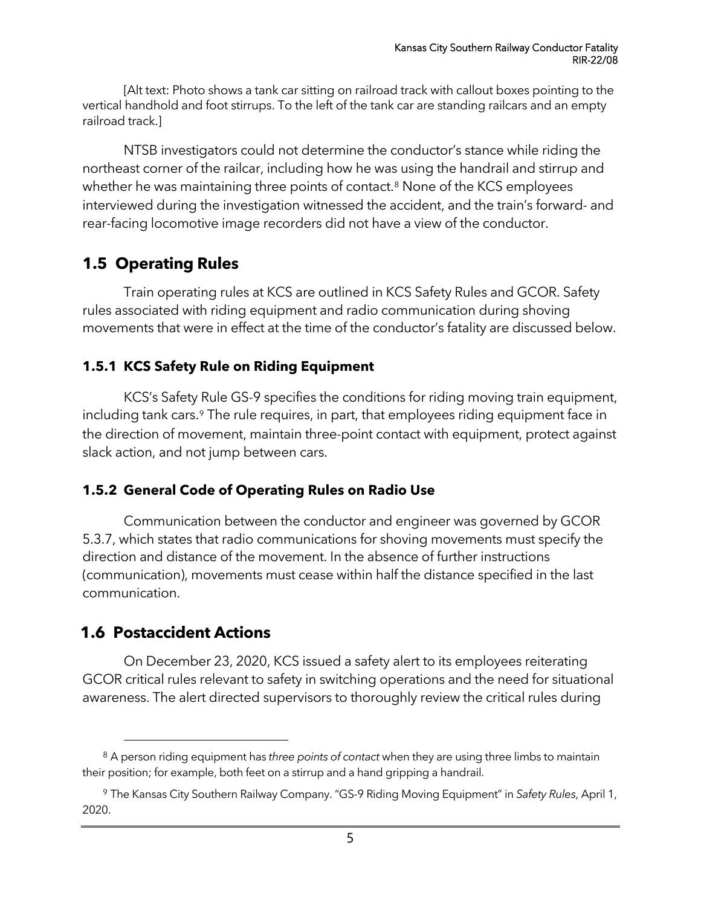[Alt text: Photo shows a tank car sitting on railroad track with callout boxes pointing to the vertical handhold and foot stirrups. To the left of the tank car are standing railcars and an empty railroad track.]

NTSB investigators could not determine the conductor's stance while riding the northeast corner of the railcar, including how he was using the handrail and stirrup and whether he was maintaining three points of contact.[8] None of the KCS employees interviewed during the investigation witnessed the accident, and the train's forward- and rear-facing locomotive image recorders did not have a view of the conductor.

## 1.5 Operating Rules

Train operating rules at KCS are outlined in KCS Safety Rules and GCOR. Safety rules associated with riding equipment and radio communication during shoving movements that were in effect at the time of the conductor's fatality are discussed below.

### 1.5.1 KCS Safety Rule on Riding Equipment

KCS's Safety Rule GS-9 specifies the conditions for riding moving train equipment, including tank cars.[9] The rule requires, in part, that employees riding equipment face in the direction of movement, maintain three-point contact with equipment, protect against slack action, and not jump between cars.

### 1.5.2 General Code of Operating Rules on Radio Use

Communication between the conductor and engineer was governed by GCOR 5.3.7, which states that radio communications for shoving movements must specify the direction and distance of the movement. In the absence of further instructions (communication), movements must cease within half the distance specified in the last communication.

## 1.6 Postaccident Actions

On December 23, 2020, KCS issued a safety alert to its employees reiterating GCOR critical rules relevant to safety in switching operations and the need for situational awareness. The alert directed supervisors to thoroughly review the critical rules during

---

[8] A person riding equipment has *three points of contact* when they are using three limbs to maintain their position; for example, both feet on a stirrup and a hand gripping a handrail.

[9] The Kansas City Southern Railway Company. "GS-9 Riding Moving Equipment" in *Safety Rules*, April 1, 2020.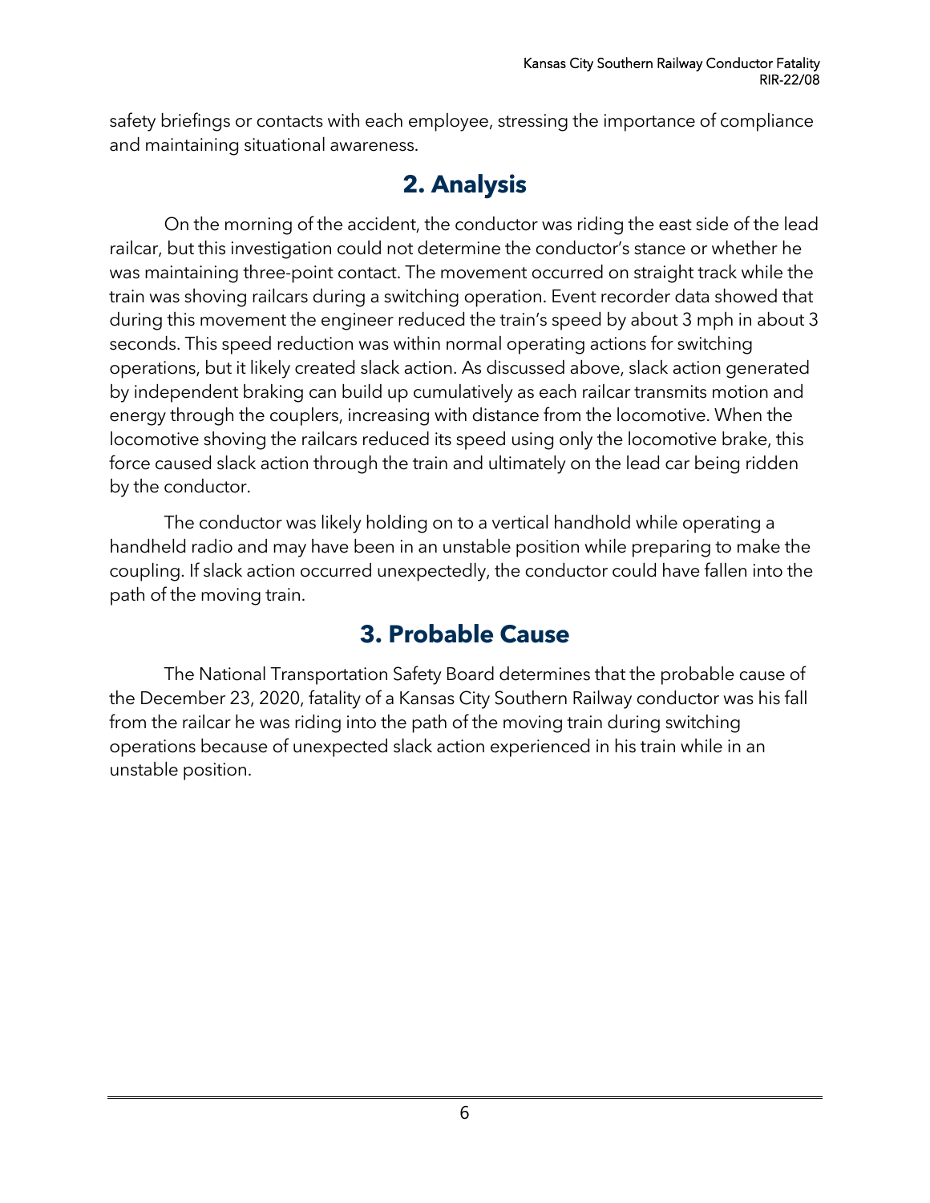safety briefings or contacts with each employee, stressing the importance of compliance and maintaining situational awareness.

# 2. Analysis

On the morning of the accident, the conductor was riding the east side of the lead railcar, but this investigation could not determine the conductor's stance or whether he was maintaining three-point contact. The movement occurred on straight track while the train was shoving railcars during a switching operation. Event recorder data showed that during this movement the engineer reduced the train's speed by about 3 mph in about 3 seconds. This speed reduction was within normal operating actions for switching operations, but it likely created slack action. As discussed above, slack action generated by independent braking can build up cumulatively as each railcar transmits motion and energy through the couplers, increasing with distance from the locomotive. When the locomotive shoving the railcars reduced its speed using only the locomotive brake, this force caused slack action through the train and ultimately on the lead car being ridden by the conductor.

The conductor was likely holding on to a vertical handhold while operating a handheld radio and may have been in an unstable position while preparing to make the coupling. If slack action occurred unexpectedly, the conductor could have fallen into the path of the moving train.

# 3. Probable Cause

The National Transportation Safety Board determines that the probable cause of the December 23, 2020, fatality of a Kansas City Southern Railway conductor was his fall from the railcar he was riding into the path of the moving train during switching operations because of unexpected slack action experienced in his train while in an unstable position.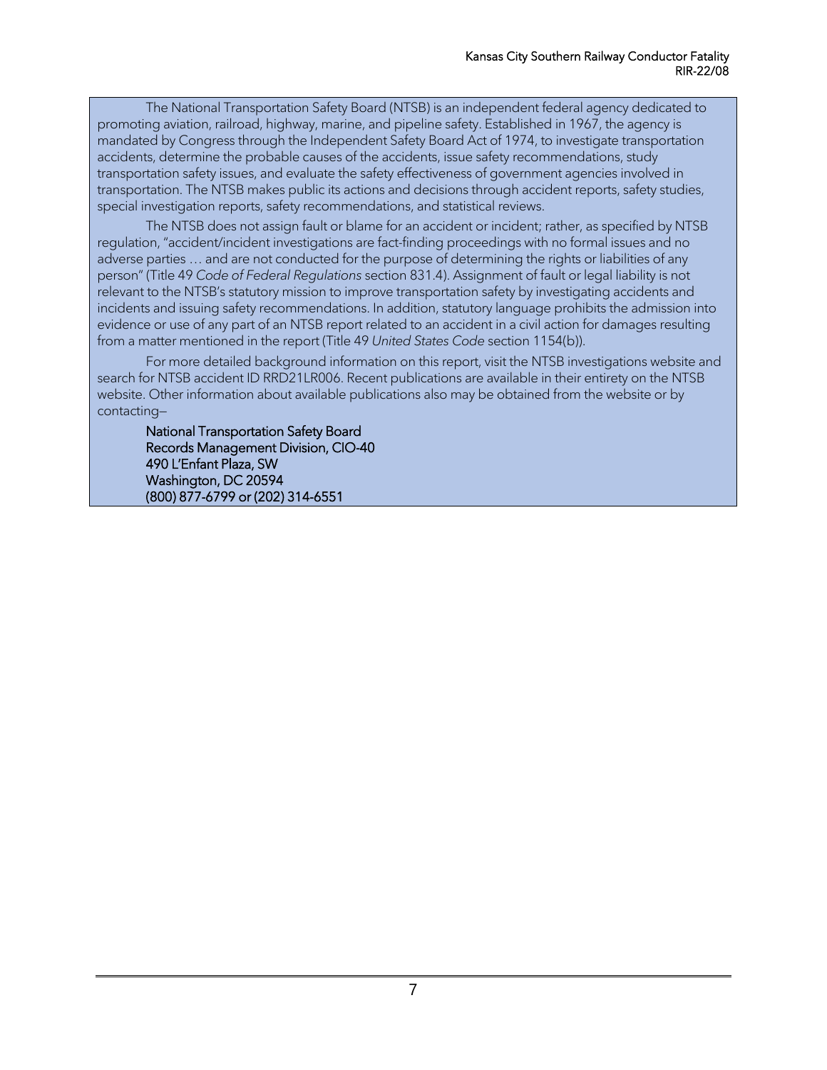The National Transportation Safety Board (NTSB) is an independent federal agency dedicated to promoting aviation, railroad, highway, marine, and pipeline safety. Established in 1967, the agency is mandated by Congress through the Independent Safety Board Act of 1974, to investigate transportation accidents, determine the probable causes of the accidents, issue safety recommendations, study transportation safety issues, and evaluate the safety effectiveness of government agencies involved in transportation. The NTSB makes public its actions and decisions through accident reports, safety studies, special investigation reports, safety recommendations, and statistical reviews.

The NTSB does not assign fault or blame for an accident or incident; rather, as specified by NTSB regulation, "accident/incident investigations are fact-finding proceedings with no formal issues and no adverse parties … and are not conducted for the purpose of determining the rights or liabilities of any person" (Title 49 *Code of Federal Regulations* section 831.4). Assignment of fault or legal liability is not relevant to the NTSB's statutory mission to improve transportation safety by investigating accidents and incidents and issuing safety recommendations. In addition, statutory language prohibits the admission into evidence or use of any part of an NTSB report related to an accident in a civil action for damages resulting from a matter mentioned in the report (Title 49 *United States Code* section 1154(b)).

For more detailed background information on this report, visit the NTSB investigations website and search for NTSB accident ID RRD21LR006. Recent publications are available in their entirety on the NTSB website. Other information about available publications also may be obtained from the website or by contacting–

National Transportation Safety Board
Records Management Division, CIO-40
490 L'Enfant Plaza, SW
Washington, DC 20594
(800) 877-6799 or (202) 314-6551